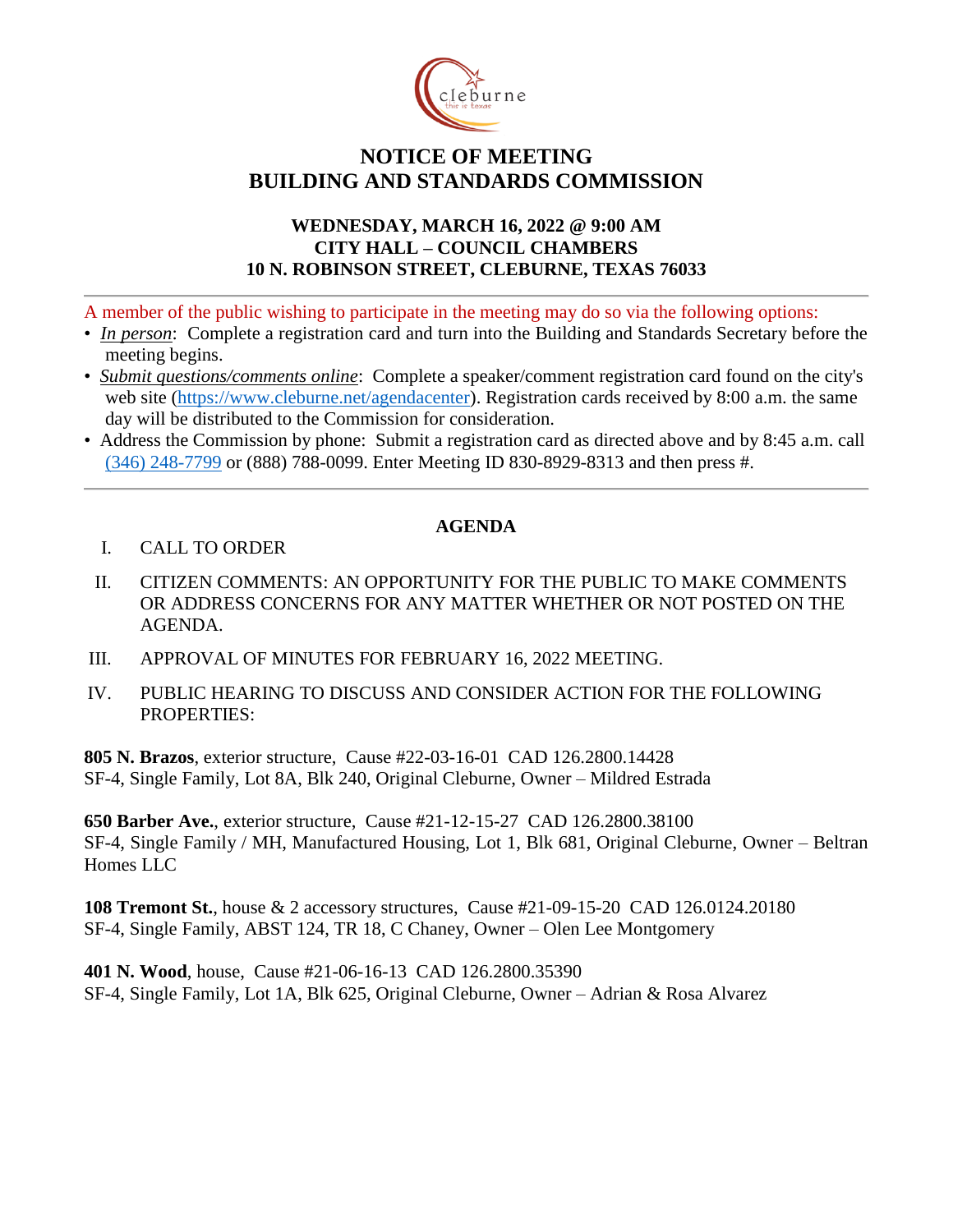# NOTICE OF MEETING
# BUILDING AND STANDARDS COMMISSION

### WEDNESDAY, MARCH 16, 2022 @ 9:00 AM
### CITY HALL – COUNCIL CHAMBERS
### 10 N. ROBINSON STREET, CLEBURNE, TEXAS 76033

---

A member of the public wishing to participate in the meeting may do so via the following options:

- *In person*: Complete a registration card and turn into the Building and Standards Secretary before the meeting begins.
- *Submit questions/comments online*: Complete a speaker/comment registration card found on the city's web site (https://www.cleburne.net/agendacenter). Registration cards received by 8:00 a.m. the same day will be distributed to the Commission for consideration.
- Address the Commission by phone: Submit a registration card as directed above and by 8:45 a.m. call (346) 248-7799 or (888) 788-0099. Enter Meeting ID 830-8929-8313 and then press #.

---

## AGENDA

I. CALL TO ORDER

II. CITIZEN COMMENTS: AN OPPORTUNITY FOR THE PUBLIC TO MAKE COMMENTS OR ADDRESS CONCERNS FOR ANY MATTER WHETHER OR NOT POSTED ON THE AGENDA.

III. APPROVAL OF MINUTES FOR FEBRUARY 16, 2022 MEETING.

IV. PUBLIC HEARING TO DISCUSS AND CONSIDER ACTION FOR THE FOLLOWING PROPERTIES:

**805 N. Brazos**, exterior structure, Cause #22-03-16-01 CAD 126.2800.14428
SF-4, Single Family, Lot 8A, Blk 240, Original Cleburne, Owner – Mildred Estrada

**650 Barber Ave.**, exterior structure, Cause #21-12-15-27 CAD 126.2800.38100
SF-4, Single Family / MH, Manufactured Housing, Lot 1, Blk 681, Original Cleburne, Owner – Beltran Homes LLC

**108 Tremont St.**, house & 2 accessory structures, Cause #21-09-15-20 CAD 126.0124.20180
SF-4, Single Family, ABST 124, TR 18, C Chaney, Owner – Olen Lee Montgomery

**401 N. Wood**, house, Cause #21-06-16-13 CAD 126.2800.35390
SF-4, Single Family, Lot 1A, Blk 625, Original Cleburne, Owner – Adrian & Rosa Alvarez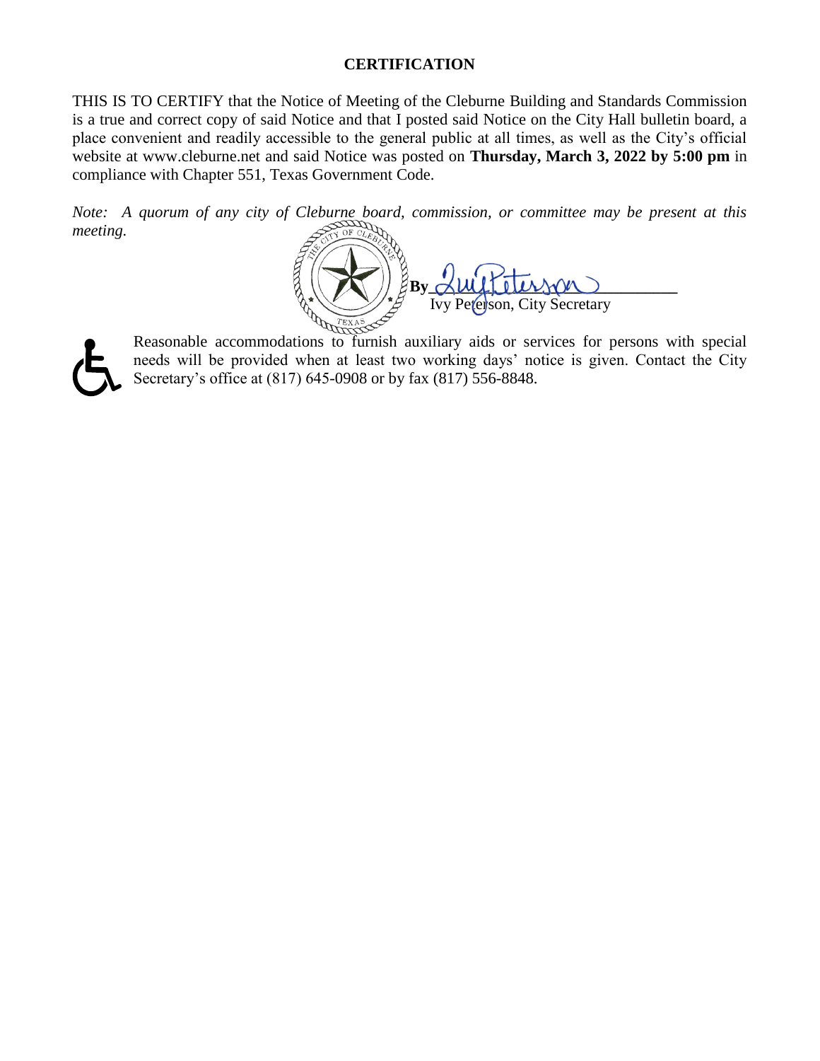## CERTIFICATION

THIS IS TO CERTIFY that the Notice of Meeting of the Cleburne Building and Standards Commission is a true and correct copy of said Notice and that I posted said Notice on the City Hall bulletin board, a place convenient and readily accessible to the general public at all times, as well as the City's official website at www.cleburne.net and said Notice was posted on **Thursday, March 3, 2022 by 5:00 pm** in compliance with Chapter 551, Texas Government Code.

*Note: A quorum of any city of Cleburne board, commission, or committee may be present at this meeting.*

**By** ______________________________
Ivy Peterson, City Secretary

Reasonable accommodations to furnish auxiliary aids or services for persons with special needs will be provided when at least two working days' notice is given. Contact the City Secretary's office at (817) 645-0908 or by fax (817) 556-8848.